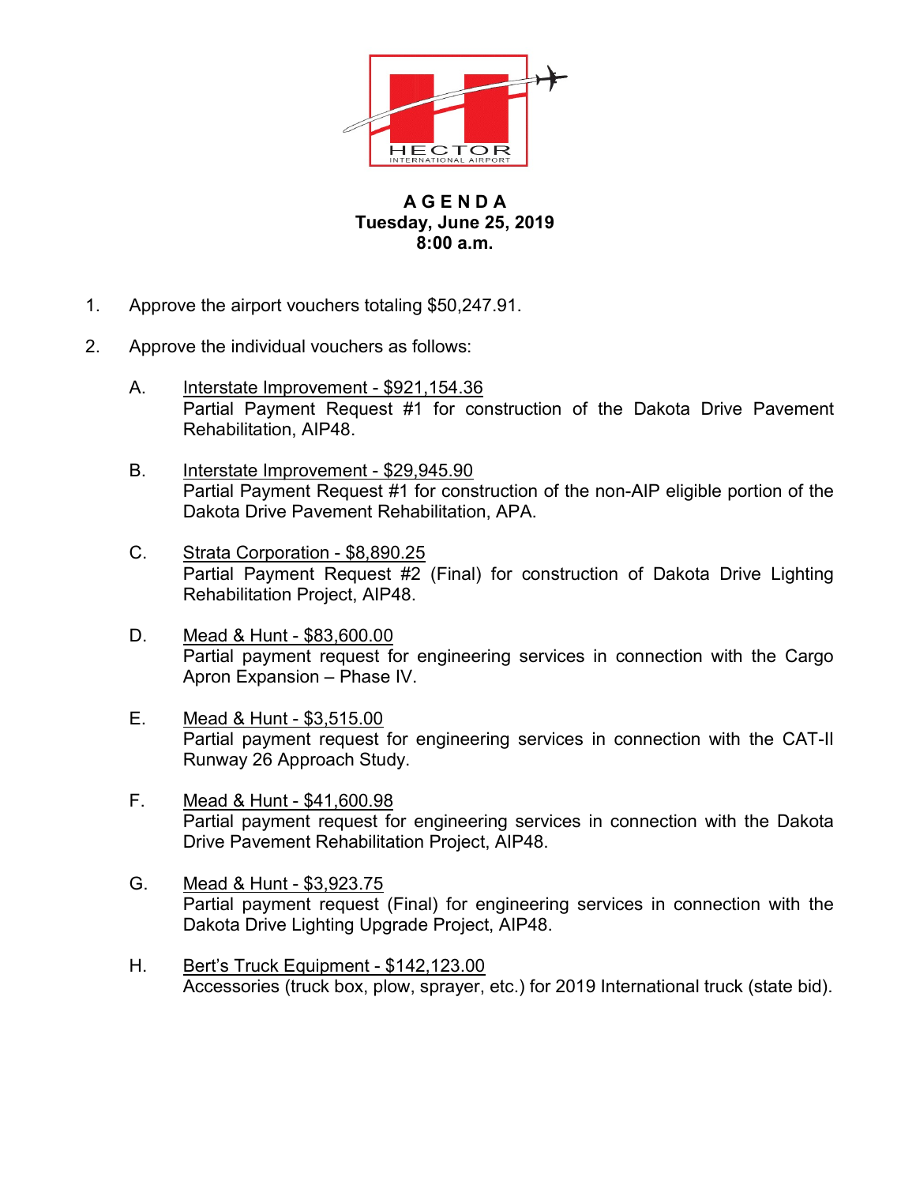# A G E N D A

**Tuesday, June 25, 2019**
**8:00 a.m.**

1. Approve the airport vouchers totaling $50,247.91.

2. Approve the individual vouchers as follows:

   A. Interstate Improvement - $921,154.36
   Partial Payment Request #1 for construction of the Dakota Drive Pavement Rehabilitation, AIP48.

   B. Interstate Improvement - $29,945.90
   Partial Payment Request #1 for construction of the non-AIP eligible portion of the Dakota Drive Pavement Rehabilitation, APA.

   C. Strata Corporation - $8,890.25
   Partial Payment Request #2 (Final) for construction of Dakota Drive Lighting Rehabilitation Project, AIP48.

   D. Mead & Hunt - $83,600.00
   Partial payment request for engineering services in connection with the Cargo Apron Expansion – Phase IV.

   E. Mead & Hunt - $3,515.00
   Partial payment request for engineering services in connection with the CAT-II Runway 26 Approach Study.

   F. Mead & Hunt - $41,600.98
   Partial payment request for engineering services in connection with the Dakota Drive Pavement Rehabilitation Project, AIP48.

   G. Mead & Hunt - $3,923.75
   Partial payment request (Final) for engineering services in connection with the Dakota Drive Lighting Upgrade Project, AIP48.

   H. Bert's Truck Equipment - $142,123.00
   Accessories (truck box, plow, sprayer, etc.) for 2019 International truck (state bid).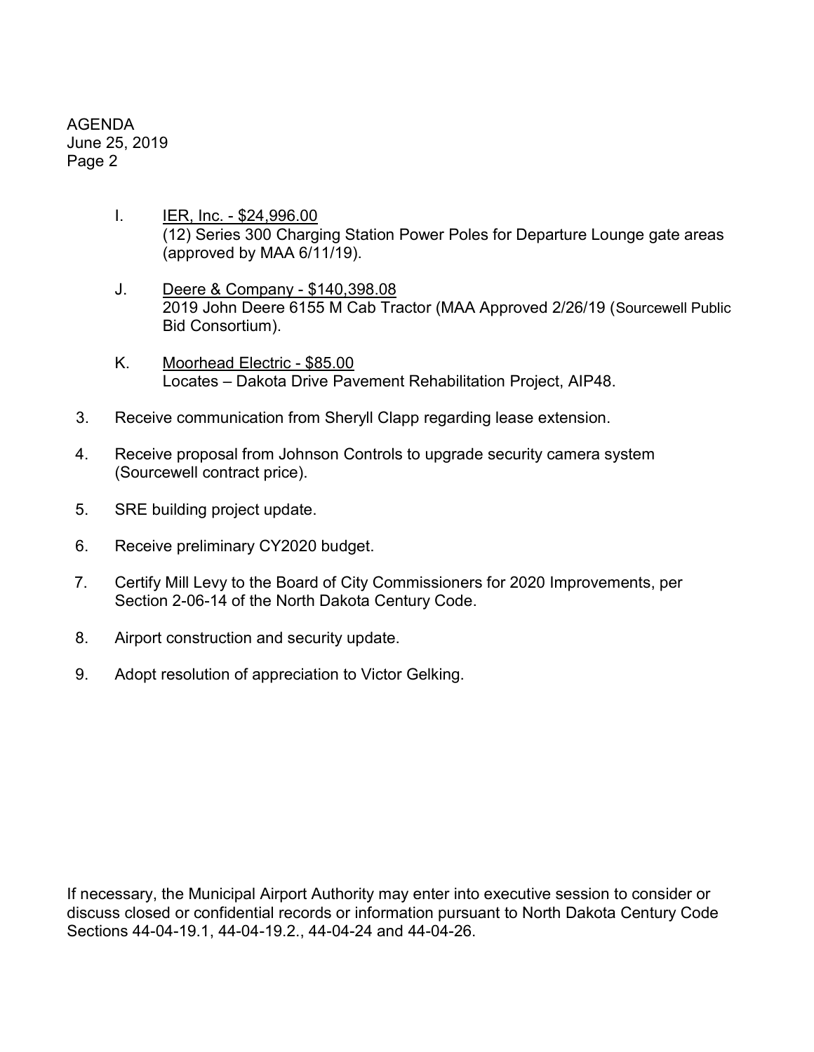I. <u>IER, Inc. - $24,996.00</u>
(12) Series 300 Charging Station Power Poles for Departure Lounge gate areas (approved by MAA 6/11/19).

J. <u>Deere & Company - $140,398.08</u>
2019 John Deere 6155 M Cab Tractor (MAA Approved 2/26/19 (Sourcewell Public Bid Consortium).

K. <u>Moorhead Electric - $85.00</u>
Locates – Dakota Drive Pavement Rehabilitation Project, AIP48.

3. Receive communication from Sheryll Clapp regarding lease extension.

4. Receive proposal from Johnson Controls to upgrade security camera system (Sourcewell contract price).

5. SRE building project update.

6. Receive preliminary CY2020 budget.

7. Certify Mill Levy to the Board of City Commissioners for 2020 Improvements, per Section 2-06-14 of the North Dakota Century Code.

8. Airport construction and security update.

9. Adopt resolution of appreciation to Victor Gelking.

If necessary, the Municipal Airport Authority may enter into executive session to consider or discuss closed or confidential records or information pursuant to North Dakota Century Code Sections 44-04-19.1, 44-04-19.2., 44-04-24 and 44-04-26.